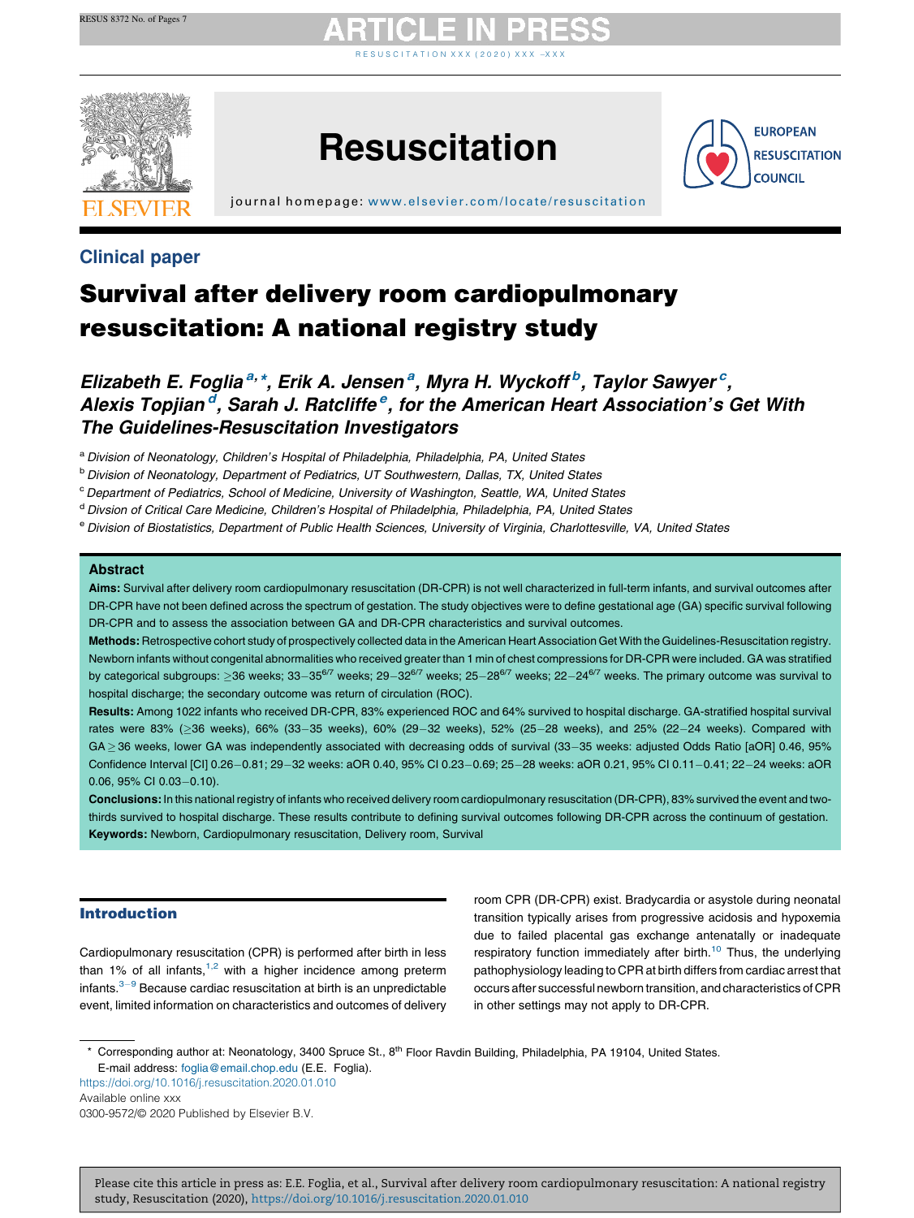Clinical paper

# Survival after delivery room cardiopulmonary resuscitation: A national registry study

*Elizabeth E. Foglia*[a,*], *Erik A. Jensen*[a], *Myra H. Wyckoff*[b], *Taylor Sawyer*[c], *Alexis Topjian*[d], *Sarah J. Ratcliffe*[e], *for the American Heart Association's Get With The Guidelines-Resuscitation Investigators*

[a] Division of Neonatology, Children's Hospital of Philadelphia, Philadelphia, PA, United States

[b] Division of Neonatology, Department of Pediatrics, UT Southwestern, Dallas, TX, United States

[c] Department of Pediatrics, School of Medicine, University of Washington, Seattle, WA, United States

[d] Divsion of Critical Care Medicine, Children's Hospital of Philadelphia, Philadelphia, PA, United States

[e] Division of Biostatistics, Department of Public Health Sciences, University of Virginia, Charlottesville, VA, United States

## Abstract

**Aims:** Survival after delivery room cardiopulmonary resuscitation (DR-CPR) is not well characterized in full-term infants, and survival outcomes after DR-CPR have not been defined across the spectrum of gestation. The study objectives were to define gestational age (GA) specific survival following DR-CPR and to assess the association between GA and DR-CPR characteristics and survival outcomes.

**Methods:** Retrospective cohort study of prospectively collected data in the American Heart Association Get With the Guidelines-Resuscitation registry. Newborn infants without congenital abnormalities who received greater than 1 min of chest compressions for DR-CPR were included. GA was stratified by categorical subgroups: ≥36 weeks; 33–35$^{6/7}$ weeks; 29–32$^{6/7}$ weeks; 25–28$^{6/7}$ weeks; 22–24$^{6/7}$ weeks. The primary outcome was survival to hospital discharge; the secondary outcome was return of circulation (ROC).

**Results:** Among 1022 infants who received DR-CPR, 83% experienced ROC and 64% survived to hospital discharge. GA-stratified hospital survival rates were 83% (≥36 weeks), 66% (33–35 weeks), 60% (29–32 weeks), 52% (25–28 weeks), and 25% (22–24 weeks). Compared with GA ≥ 36 weeks, lower GA was independently associated with decreasing odds of survival (33–35 weeks: adjusted Odds Ratio [aOR] 0.46, 95% Confidence Interval [CI] 0.26–0.81; 29–32 weeks: aOR 0.40, 95% CI 0.23–0.69; 25–28 weeks: aOR 0.21, 95% CI 0.11–0.41; 22–24 weeks: aOR 0.06, 95% CI 0.03–0.10).

**Conclusions:** In this national registry of infants who received delivery room cardiopulmonary resuscitation (DR-CPR), 83% survived the event and two-thirds survived to hospital discharge. These results contribute to defining survival outcomes following DR-CPR across the continuum of gestation.

**Keywords:** Newborn, Cardiopulmonary resuscitation, Delivery room, Survival

## Introduction

Cardiopulmonary resuscitation (CPR) is performed after birth in less than 1% of all infants,[1,2] with a higher incidence among preterm infants.[3–9] Because cardiac resuscitation at birth is an unpredictable event, limited information on characteristics and outcomes of delivery room CPR (DR-CPR) exist. Bradycardia or asystole during neonatal transition typically arises from progressive acidosis and hypoxemia due to failed placental gas exchange antenatally or inadequate respiratory function immediately after birth.[10] Thus, the underlying pathophysiology leading to CPR at birth differs from cardiac arrest that occurs after successful newborn transition, and characteristics of CPR in other settings may not apply to DR-CPR.

* Corresponding author at: Neonatology, 3400 Spruce St., 8th Floor Ravdin Building, Philadelphia, PA 19104, United States.
E-mail address: foglia@email.chop.edu (E.E. Foglia).

https://doi.org/10.1016/j.resuscitation.2020.01.010

Available online xxx

0300-9572/© 2020 Published by Elsevier B.V.

Please cite this article in press as: E.E. Foglia, et al., Survival after delivery room cardiopulmonary resuscitation: A national registry study, Resuscitation (2020), https://doi.org/10.1016/j.resuscitation.2020.01.010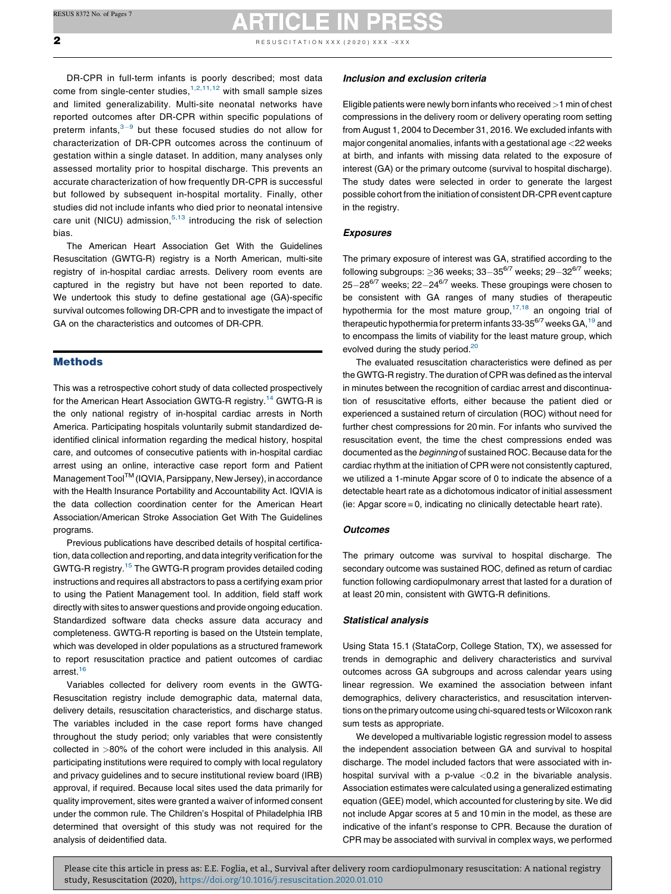DR-CPR in full-term infants is poorly described; most data come from single-center studies,[1,2,11,12] with small sample sizes and limited generalizability. Multi-site neonatal networks have reported outcomes after DR-CPR within specific populations of preterm infants,[3–9] but these focused studies do not allow for characterization of DR-CPR outcomes across the continuum of gestation within a single dataset. In addition, many analyses only assessed mortality prior to hospital discharge. This prevents an accurate characterization of how frequently DR-CPR is successful but followed by subsequent in-hospital mortality. Finally, other studies did not include infants who died prior to neonatal intensive care unit (NICU) admission,[5,13] introducing the risk of selection bias.

The American Heart Association Get With the Guidelines Resuscitation (GWTG-R) registry is a North American, multi-site registry of in-hospital cardiac arrests. Delivery room events are captured in the registry but have not been reported to date. We undertook this study to define gestational age (GA)-specific survival outcomes following DR-CPR and to investigate the impact of GA on the characteristics and outcomes of DR-CPR.

## Methods

This was a retrospective cohort study of data collected prospectively for the American Heart Association GWTG-R registry.[14] GWTG-R is the only national registry of in-hospital cardiac arrests in North America. Participating hospitals voluntarily submit standardized de-identified clinical information regarding the medical history, hospital care, and outcomes of consecutive patients with in-hospital cardiac arrest using an online, interactive case report form and Patient Management Tool™ (IQVIA, Parsippany, New Jersey), in accordance with the Health Insurance Portability and Accountability Act. IQVIA is the data collection coordination center for the American Heart Association/American Stroke Association Get With The Guidelines programs.

Previous publications have described details of hospital certification, data collection and reporting, and data integrity verification for the GWTG-R registry.[15] The GWTG-R program provides detailed coding instructions and requires all abstractors to pass a certifying exam prior to using the Patient Management tool. In addition, field staff work directly with sites to answer questions and provide ongoing education. Standardized software data checks assure data accuracy and completeness. GWTG-R reporting is based on the Utstein template, which was developed in older populations as a structured framework to report resuscitation practice and patient outcomes of cardiac arrest.[16]

Variables collected for delivery room events in the GWTG-Resuscitation registry include demographic data, maternal data, delivery details, resuscitation characteristics, and discharge status. The variables included in the case report forms have changed throughout the study period; only variables that were consistently collected in >80% of the cohort were included in this analysis. All participating institutions were required to comply with local regulatory and privacy guidelines and to secure institutional review board (IRB) approval, if required. Because local sites used the data primarily for quality improvement, sites were granted a waiver of informed consent under the common rule. The Children's Hospital of Philadelphia IRB determined that oversight of this study was not required for the analysis of deidentified data.

### Inclusion and exclusion criteria

Eligible patients were newly born infants who received >1 min of chest compressions in the delivery room or delivery operating room setting from August 1, 2004 to December 31, 2016. We excluded infants with major congenital anomalies, infants with a gestational age <22 weeks at birth, and infants with missing data related to the exposure of interest (GA) or the primary outcome (survival to hospital discharge). The study dates were selected in order to generate the largest possible cohort from the initiation of consistent DR-CPR event capture in the registry.

### Exposures

The primary exposure of interest was GA, stratified according to the following subgroups: ≥36 weeks; $33–35^{6/7}$ weeks; $29–32^{6/7}$ weeks; $25–28^{6/7}$ weeks; $22–24^{6/7}$ weeks. These groupings were chosen to be consistent with GA ranges of many studies of therapeutic hypothermia for the most mature group,[17,18] an ongoing trial of therapeutic hypothermia for preterm infants $33-35^{6/7}$ weeks GA,[19] and to encompass the limits of viability for the least mature group, which evolved during the study period.[20]

The evaluated resuscitation characteristics were defined as per the GWTG-R registry. The duration of CPR was defined as the interval in minutes between the recognition of cardiac arrest and discontinuation of resuscitative efforts, either because the patient died or experienced a sustained return of circulation (ROC) without need for further chest compressions for 20 min. For infants who survived the resuscitation event, the time the chest compressions ended was documented as the *beginning* of sustained ROC. Because data for the cardiac rhythm at the initiation of CPR were not consistently captured, we utilized a 1-minute Apgar score of 0 to indicate the absence of a detectable heart rate as a dichotomous indicator of initial assessment (ie: Apgar score = 0, indicating no clinically detectable heart rate).

### Outcomes

The primary outcome was survival to hospital discharge. The secondary outcome was sustained ROC, defined as return of cardiac function following cardiopulmonary arrest that lasted for a duration of at least 20 min, consistent with GWTG-R definitions.

### Statistical analysis

Using Stata 15.1 (StataCorp, College Station, TX), we assessed for trends in demographic and delivery characteristics and survival outcomes across GA subgroups and across calendar years using linear regression. We examined the association between infant demographics, delivery characteristics, and resuscitation interventions on the primary outcome using chi-squared tests or Wilcoxon rank sum tests as appropriate.

We developed a multivariable logistic regression model to assess the independent association between GA and survival to hospital discharge. The model included factors that were associated with in-hospital survival with a p-value <0.2 in the bivariable analysis. Association estimates were calculated using a generalized estimating equation (GEE) model, which accounted for clustering by site. We did not include Apgar scores at 5 and 10 min in the model, as these are indicative of the infant's response to CPR. Because the duration of CPR may be associated with survival in complex ways, we performed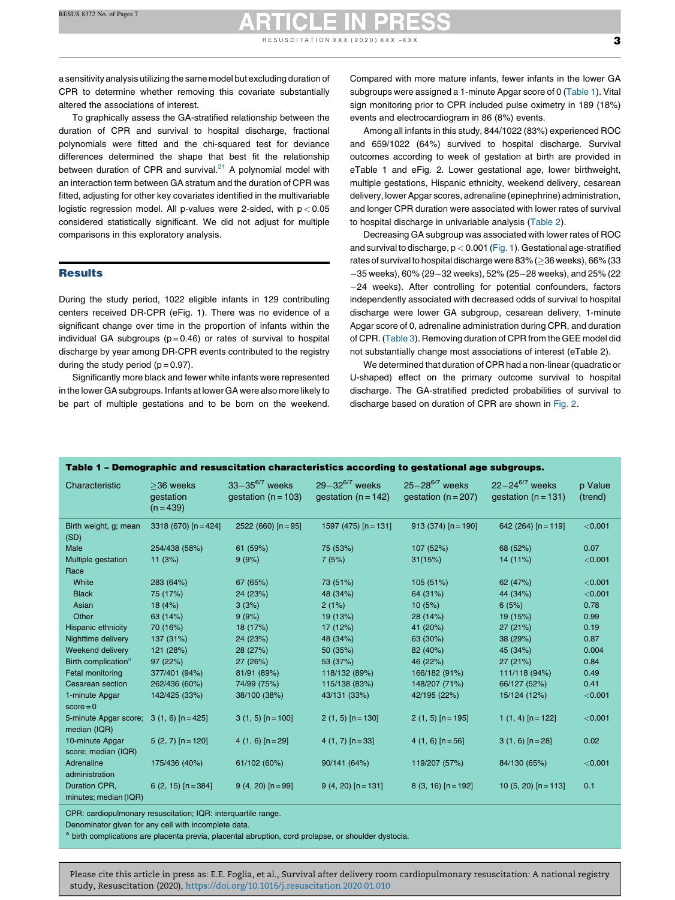a sensitivity analysis utilizing the same model but excluding duration of CPR to determine whether removing this covariate substantially altered the associations of interest.

To graphically assess the GA-stratified relationship between the duration of CPR and survival to hospital discharge, fractional polynomials were fitted and the chi-squared test for deviance differences determined the shape that best fit the relationship between duration of CPR and survival.[21] A polynomial model with an interaction term between GA stratum and the duration of CPR was fitted, adjusting for other key covariates identified in the multivariable logistic regression model. All p-values were 2-sided, with $p < 0.05$ considered statistically significant. We did not adjust for multiple comparisons in this exploratory analysis.

## Results

During the study period, 1022 eligible infants in 129 contributing centers received DR-CPR (eFig. 1). There was no evidence of a significant change over time in the proportion of infants within the individual GA subgroups (p = 0.46) or rates of survival to hospital discharge by year among DR-CPR events contributed to the registry during the study period (p = 0.97).

Significantly more black and fewer white infants were represented in the lower GA subgroups. Infants at lower GA were also more likely to be part of multiple gestations and to be born on the weekend. Compared with more mature infants, fewer infants in the lower GA subgroups were assigned a 1-minute Apgar score of 0 (Table 1). Vital sign monitoring prior to CPR included pulse oximetry in 189 (18%) events and electrocardiogram in 86 (8%) events.

Among all infants in this study, 844/1022 (83%) experienced ROC and 659/1022 (64%) survived to hospital discharge. Survival outcomes according to week of gestation at birth are provided in eTable 1 and eFig. 2. Lower gestational age, lower birthweight, multiple gestations, Hispanic ethnicity, weekend delivery, cesarean delivery, lower Apgar scores, adrenaline (epinephrine) administration, and longer CPR duration were associated with lower rates of survival to hospital discharge in univariable analysis (Table 2).

Decreasing GA subgroup was associated with lower rates of ROC and survival to discharge, $p < 0.001$ (Fig. 1). Gestational age-stratified rates of survival to hospital discharge were 83% (≥36 weeks), 66% (33–35 weeks), 60% (29–32 weeks), 52% (25–28 weeks), and 25% (22–24 weeks). After controlling for potential confounders, factors independently associated with decreased odds of survival to hospital discharge were lower GA subgroup, cesarean delivery, 1-minute Apgar score of 0, adrenaline administration during CPR, and duration of CPR. (Table 3). Removing duration of CPR from the GEE model did not substantially change most associations of interest (eTable 2).

We determined that duration of CPR had a non-linear (quadratic or U-shaped) effect on the primary outcome survival to hospital discharge. The GA-stratified predicted probabilities of survival to discharge based on duration of CPR are shown in Fig. 2.

**Table 1 – Demographic and resuscitation characteristics according to gestational age subgroups.**

| Characteristic | ≥36 weeks gestation (n = 439) | 33–35$^{6/7}$ weeks gestation (n = 103) | 29–32$^{6/7}$ weeks gestation (n = 142) | 25–28$^{6/7}$ weeks gestation (n = 207) | 22–24$^{6/7}$ weeks gestation (n = 131) | p Value (trend) |
|---|---|---|---|---|---|---|
| Birth weight, g; mean (SD) | 3318 (670) [n = 424] | 2522 (660) [n = 95] | 1597 (475) [n = 131] | 913 (374) [n = 190] | 642 (264) [n = 119] | <0.001 |
| Male | 254/438 (58%) | 61 (59%) | 75 (53%) | 107 (52%) | 68 (52%) | 0.07 |
| Multiple gestation | 11 (3%) | 9 (9%) | 7 (5%) | 31(15%) | 14 (11%) | <0.001 |
| Race | | | | | | |
| White | 283 (64%) | 67 (65%) | 73 (51%) | 105 (51%) | 62 (47%) | <0.001 |
| Black | 75 (17%) | 24 (23%) | 48 (34%) | 64 (31%) | 44 (34%) | <0.001 |
| Asian | 18 (4%) | 3 (3%) | 2 (1%) | 10 (5%) | 6 (5%) | 0.78 |
| Other | 63 (14%) | 9 (9%) | 19 (13%) | 28 (14%) | 19 (15%) | 0.99 |
| Hispanic ethnicity | 70 (16%) | 18 (17%) | 17 (12%) | 41 (20%) | 27 (21%) | 0.19 |
| Nighttime delivery | 137 (31%) | 24 (23%) | 48 (34%) | 63 (30%) | 38 (29%) | 0.87 |
| Weekend delivery | 121 (28%) | 28 (27%) | 50 (35%) | 82 (40%) | 45 (34%) | 0.004 |
| Birth complication[a] | 97 (22%) | 27 (26%) | 53 (37%) | 46 (22%) | 27 (21%) | 0.84 |
| Fetal monitoring | 377/401 (94%) | 81/91 (89%) | 118/132 (89%) | 166/182 (91%) | 111/118 (94%) | 0.49 |
| Cesarean section | 262/436 (60%) | 74/99 (75%) | 115/138 (83%) | 148/207 (71%) | 66/127 (52%) | 0.41 |
| 1-minute Apgar score = 0 | 142/425 (33%) | 38/100 (38%) | 43/131 (33%) | 42/195 (22%) | 15/124 (12%) | <0.001 |
| 5-minute Apgar score; median (IQR) | 3 (1, 6) [n = 425] | 3 (1, 5) [n = 100] | 2 (1, 5) [n = 130] | 2 (1, 5) [n = 195] | 1 (1, 4) [n = 122] | <0.001 |
| 10-minute Apgar score; median (IQR) | 5 (2, 7) [n = 120] | 4 (1, 6) [n = 29] | 4 (1, 7) [n = 33] | 4 (1, 6) [n = 56] | 3 (1, 6) [n = 28] | 0.02 |
| Adrenaline administration | 175/436 (40%) | 61/102 (60%) | 90/141 (64%) | 119/207 (57%) | 84/130 (65%) | <0.001 |
| Duration CPR, minutes; median (IQR) | 6 (2, 15) [n = 384] | 9 (4, 20) [n = 99] | 9 (4, 20) [n = 131] | 8 (3, 16) [n = 192] | 10 (5, 20) [n = 113] | 0.1 |

CPR: cardiopulmonary resuscitation; IQR: interquartile range.
Denominator given for any cell with incomplete data.
[a] birth complications are placenta previa, placental abruption, cord prolapse, or shoulder dystocia.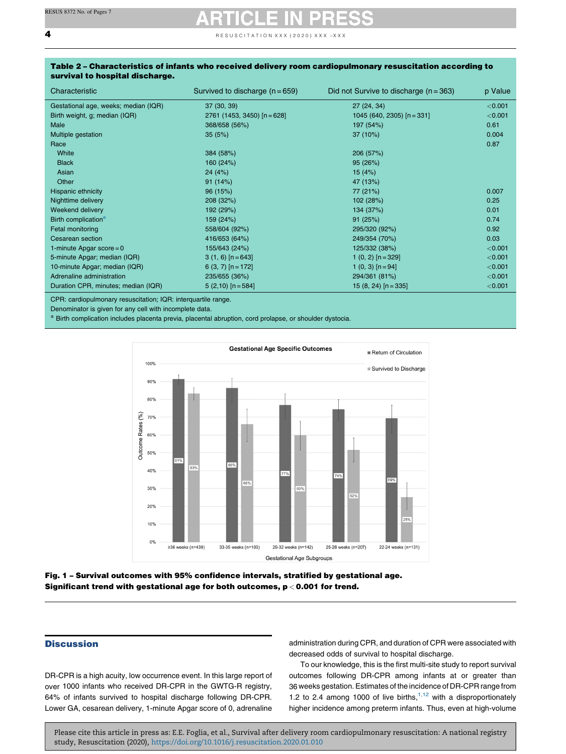**Table 2 – Characteristics of infants who received delivery room cardiopulmonary resuscitation according to survival to hospital discharge.**

| Characteristic | Survived to discharge (n = 659) | Did not Survive to discharge (n = 363) | p Value |
|---|---|---|---|
| Gestational age, weeks; median (IQR) | 37 (30, 39) | 27 (24, 34) | <0.001 |
| Birth weight, g; median (IQR) | 2761 (1453, 3450) [n = 628] | 1045 (640, 2305) [n = 331] | <0.001 |
| Male | 368/658 (56%) | 197 (54%) | 0.61 |
| Multiple gestation | 35 (5%) | 37 (10%) | 0.004 |
| Race | | | 0.87 |
| White | 384 (58%) | 206 (57%) | |
| Black | 160 (24%) | 95 (26%) | |
| Asian | 24 (4%) | 15 (4%) | |
| Other | 91 (14%) | 47 (13%) | |
| Hispanic ethnicity | 96 (15%) | 77 (21%) | 0.007 |
| Nighttime delivery | 208 (32%) | 102 (28%) | 0.25 |
| Weekend delivery | 192 (29%) | 134 (37%) | 0.01 |
| Birth complication[a] | 159 (24%) | 91 (25%) | 0.74 |
| Fetal monitoring | 558/604 (92%) | 295/320 (92%) | 0.92 |
| Cesarean section | 416/653 (64%) | 249/354 (70%) | 0.03 |
| 1-minute Apgar score = 0 | 155/643 (24%) | 125/332 (38%) | <0.001 |
| 5-minute Apgar; median (IQR) | 3 (1, 6) [n = 643] | 1 (0, 2) [n = 329] | <0.001 |
| 10-minute Apgar; median (IQR) | 6 (3, 7) [n = 172] | 1 (0, 3) [n = 94] | <0.001 |
| Adrenaline administration | 235/655 (36%) | 294/361 (81%) | <0.001 |
| Duration CPR, minutes; median (IQR) | 5 (2,10) [n = 584] | 15 (8, 24) [n = 335] | <0.001 |

CPR: cardiopulmonary resuscitation; IQR: interquartile range.
Denominator is given for any cell with incomplete data.
[a] Birth complication includes placenta previa, placental abruption, cord prolapse, or shoulder dystocia.

**Gestational Age Specific Outcomes**

| Gestational Age Subgroups | Return of Circulation | Survived to Discharge |
|---|---|---|
| ≥36 weeks (n=439) | 91% | 83% |
| 33-35 weeks (n=103) | 86% | 66% |
| 29-32 weeks (n=142) | 77% | 60% |
| 25-28 weeks (n=207) | 74% | 52% |
| 22-24 weeks (n=131) | 69% | 25% |

**Fig. 1 – Survival outcomes with 95% confidence intervals, stratified by gestational age. Significant trend with gestational age for both outcomes, $p < 0.001$ for trend.**

## Discussion

DR-CPR is a high acuity, low occurrence event. In this large report of over 1000 infants who received DR-CPR in the GWTG-R registry, 64% of infants survived to hospital discharge following DR-CPR. Lower GA, cesarean delivery, 1-minute Apgar score of 0, adrenaline administration during CPR, and duration of CPR were associated with decreased odds of survival to hospital discharge.

To our knowledge, this is the first multi-site study to report survival outcomes following DR-CPR among infants at or greater than 36 weeks gestation. Estimates of the incidence of DR-CPR range from 1.2 to 2.4 among 1000 of live births,[1,12] with a disproportionately higher incidence among preterm infants. Thus, even at high-volume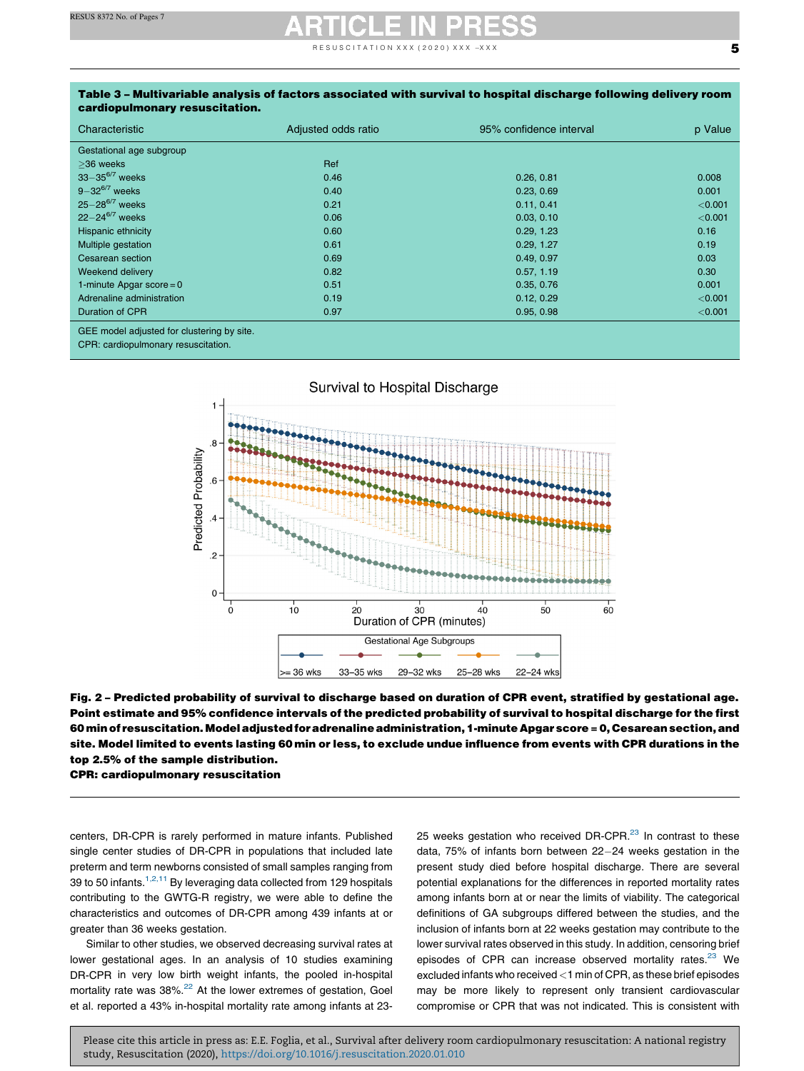**Table 3 – Multivariable analysis of factors associated with survival to hospital discharge following delivery room cardiopulmonary resuscitation.**

| Characteristic | Adjusted odds ratio | 95% confidence interval | p Value |
|---|---|---|---|
| Gestational age subgroup | | | |
| ≥36 weeks | Ref | | |
| 33−35$^{6/7}$ weeks | 0.46 | 0.26, 0.81 | 0.008 |
| 9−32$^{6/7}$ weeks | 0.40 | 0.23, 0.69 | 0.001 |
| 25−28$^{6/7}$ weeks | 0.21 | 0.11, 0.41 | <0.001 |
| 22−24$^{6/7}$ weeks | 0.06 | 0.03, 0.10 | <0.001 |
| Hispanic ethnicity | 0.60 | 0.29, 1.23 | 0.16 |
| Multiple gestation | 0.61 | 0.29, 1.27 | 0.19 |
| Cesarean section | 0.69 | 0.49, 0.97 | 0.03 |
| Weekend delivery | 0.82 | 0.57, 1.19 | 0.30 |
| 1-minute Apgar score = 0 | 0.51 | 0.35, 0.76 | 0.001 |
| Adrenaline administration | 0.19 | 0.12, 0.29 | <0.001 |
| Duration of CPR | 0.97 | 0.95, 0.98 | <0.001 |

GEE model adjusted for clustering by site.
CPR: cardiopulmonary resuscitation.

**Fig. 2 – Predicted probability of survival to discharge based on duration of CPR event, stratified by gestational age. Point estimate and 95% confidence intervals of the predicted probability of survival to hospital discharge for the first 60 min of resuscitation. Model adjusted for adrenaline administration, 1-minute Apgar score = 0, Cesarean section, and site. Model limited to events lasting 60 min or less, to exclude undue influence from events with CPR durations in the top 2.5% of the sample distribution.**
**CPR: cardiopulmonary resuscitation**

centers, DR-CPR is rarely performed in mature infants. Published single center studies of DR-CPR in populations that included late preterm and term newborns consisted of small samples ranging from 39 to 50 infants.[1,2,11] By leveraging data collected from 129 hospitals contributing to the GWTG-R registry, we were able to define the characteristics and outcomes of DR-CPR among 439 infants at or greater than 36 weeks gestation.

Similar to other studies, we observed decreasing survival rates at lower gestational ages. In an analysis of 10 studies examining DR-CPR in very low birth weight infants, the pooled in-hospital mortality rate was 38%.[22] At the lower extremes of gestation, Goel et al. reported a 43% in-hospital mortality rate among infants at 23-25 weeks gestation who received DR-CPR.[23] In contrast to these data, 75% of infants born between 22−24 weeks gestation in the present study died before hospital discharge. There are several potential explanations for the differences in reported mortality rates among infants born at or near the limits of viability. The categorical definitions of GA subgroups differed between the studies, and the inclusion of infants born at 22 weeks gestation may contribute to the lower survival rates observed in this study. In addition, censoring brief episodes of CPR can increase observed mortality rates.[23] We excluded infants who received <1 min of CPR, as these brief episodes may be more likely to represent only transient cardiovascular compromise or CPR that was not indicated. This is consistent with

Please cite this article in press as: E.E. Foglia, et al., Survival after delivery room cardiopulmonary resuscitation: A national registry study, Resuscitation (2020), https://doi.org/10.1016/j.resuscitation.2020.01.010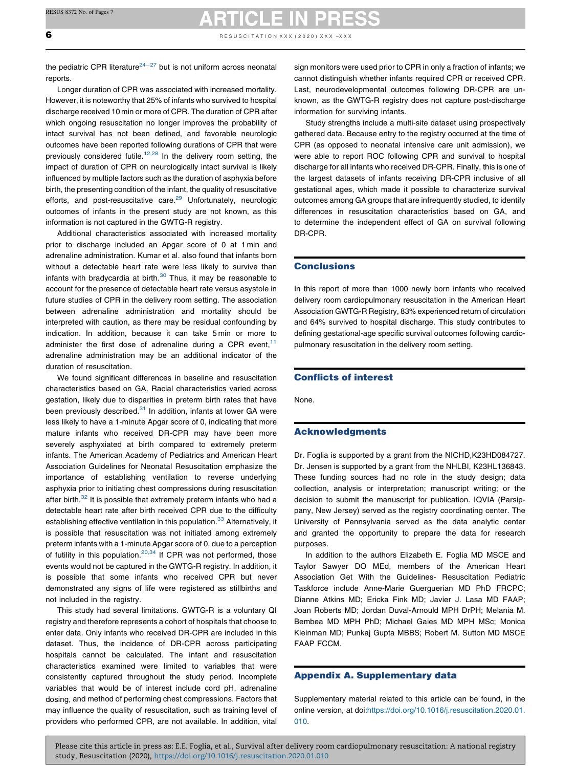the pediatric CPR literature[24–27] but is not uniform across neonatal reports.

Longer duration of CPR was associated with increased mortality. However, it is noteworthy that 25% of infants who survived to hospital discharge received 10 min or more of CPR. The duration of CPR after which ongoing resuscitation no longer improves the probability of intact survival has not been defined, and favorable neurologic outcomes have been reported following durations of CPR that were previously considered futile.[12,28] In the delivery room setting, the impact of duration of CPR on neurologically intact survival is likely influenced by multiple factors such as the duration of asphyxia before birth, the presenting condition of the infant, the quality of resuscitative efforts, and post-resuscitative care.[29] Unfortunately, neurologic outcomes of infants in the present study are not known, as this information is not captured in the GWTG-R registry.

Additional characteristics associated with increased mortality prior to discharge included an Apgar score of 0 at 1 min and adrenaline administration. Kumar et al. also found that infants born without a detectable heart rate were less likely to survive than infants with bradycardia at birth.[30] Thus, it may be reasonable to account for the presence of detectable heart rate versus asystole in future studies of CPR in the delivery room setting. The association between adrenaline administration and mortality should be interpreted with caution, as there may be residual confounding by indication. In addition, because it can take 5 min or more to administer the first dose of adrenaline during a CPR event,[11] adrenaline administration may be an additional indicator of the duration of resuscitation.

We found significant differences in baseline and resuscitation characteristics based on GA. Racial characteristics varied across gestation, likely due to disparities in preterm birth rates that have been previously described.[31] In addition, infants at lower GA were less likely to have a 1-minute Apgar score of 0, indicating that more mature infants who received DR-CPR may have been more severely asphyxiated at birth compared to extremely preterm infants. The American Academy of Pediatrics and American Heart Association Guidelines for Neonatal Resuscitation emphasize the importance of establishing ventilation to reverse underlying asphyxia prior to initiating chest compressions during resuscitation after birth.[32] It is possible that extremely preterm infants who had a detectable heart rate after birth received CPR due to the difficulty establishing effective ventilation in this population.[33] Alternatively, it is possible that resuscitation was not initiated among extremely preterm infants with a 1-minute Apgar score of 0, due to a perception of futility in this population.[20,34] If CPR was not performed, those events would not be captured in the GWTG-R registry. In addition, it is possible that some infants who received CPR but never demonstrated any signs of life were registered as stillbirths and not included in the registry.

This study had several limitations. GWTG-R is a voluntary QI registry and therefore represents a cohort of hospitals that choose to enter data. Only infants who received DR-CPR are included in this dataset. Thus, the incidence of DR-CPR across participating hospitals cannot be calculated. The infant and resuscitation characteristics examined were limited to variables that were consistently captured throughout the study period. Incomplete variables that would be of interest include cord pH, adrenaline dosing, and method of performing chest compressions. Factors that may influence the quality of resuscitation, such as training level of providers who performed CPR, are not available. In addition, vital sign monitors were used prior to CPR in only a fraction of infants; we cannot distinguish whether infants required CPR or received CPR. Last, neurodevelopmental outcomes following DR-CPR are unknown, as the GWTG-R registry does not capture post-discharge information for surviving infants.

Study strengths include a multi-site dataset using prospectively gathered data. Because entry to the registry occurred at the time of CPR (as opposed to neonatal intensive care unit admission), we were able to report ROC following CPR and survival to hospital discharge for all infants who received DR-CPR. Finally, this is one of the largest datasets of infants receiving DR-CPR inclusive of all gestational ages, which made it possible to characterize survival outcomes among GA groups that are infrequently studied, to identify differences in resuscitation characteristics based on GA, and to determine the independent effect of GA on survival following DR-CPR.

## Conclusions

In this report of more than 1000 newly born infants who received delivery room cardiopulmonary resuscitation in the American Heart Association GWTG-R Registry, 83% experienced return of circulation and 64% survived to hospital discharge. This study contributes to defining gestational-age specific survival outcomes following cardiopulmonary resuscitation in the delivery room setting.

## Conflicts of interest

None.

## Acknowledgments

Dr. Foglia is supported by a grant from the NICHD,K23HD084727. Dr. Jensen is supported by a grant from the NHLBI, K23HL136843. These funding sources had no role in the study design; data collection, analysis or interpretation; manuscript writing; or the decision to submit the manuscript for publication. IQVIA (Parsippany, New Jersey) served as the registry coordinating center. The University of Pennsylvania served as the data analytic center and granted the opportunity to prepare the data for research purposes.

In addition to the authors Elizabeth E. Foglia MD MSCE and Taylor Sawyer DO MEd, members of the American Heart Association Get With the Guidelines- Resuscitation Pediatric Taskforce include Anne-Marie Guerguerian MD PhD FRCPC; Dianne Atkins MD; Ericka Fink MD; Javier J. Lasa MD FAAP; Joan Roberts MD; Jordan Duval-Arnould MPH DrPH; Melania M. Bembea MD MPH PhD; Michael Gaies MD MPH MSc; Monica Kleinman MD; Punkaj Gupta MBBS; Robert M. Sutton MD MSCE FAAP FCCM.

## Appendix A. Supplementary data

Supplementary material related to this article can be found, in the online version, at doi:https://doi.org/10.1016/j.resuscitation.2020.01.010.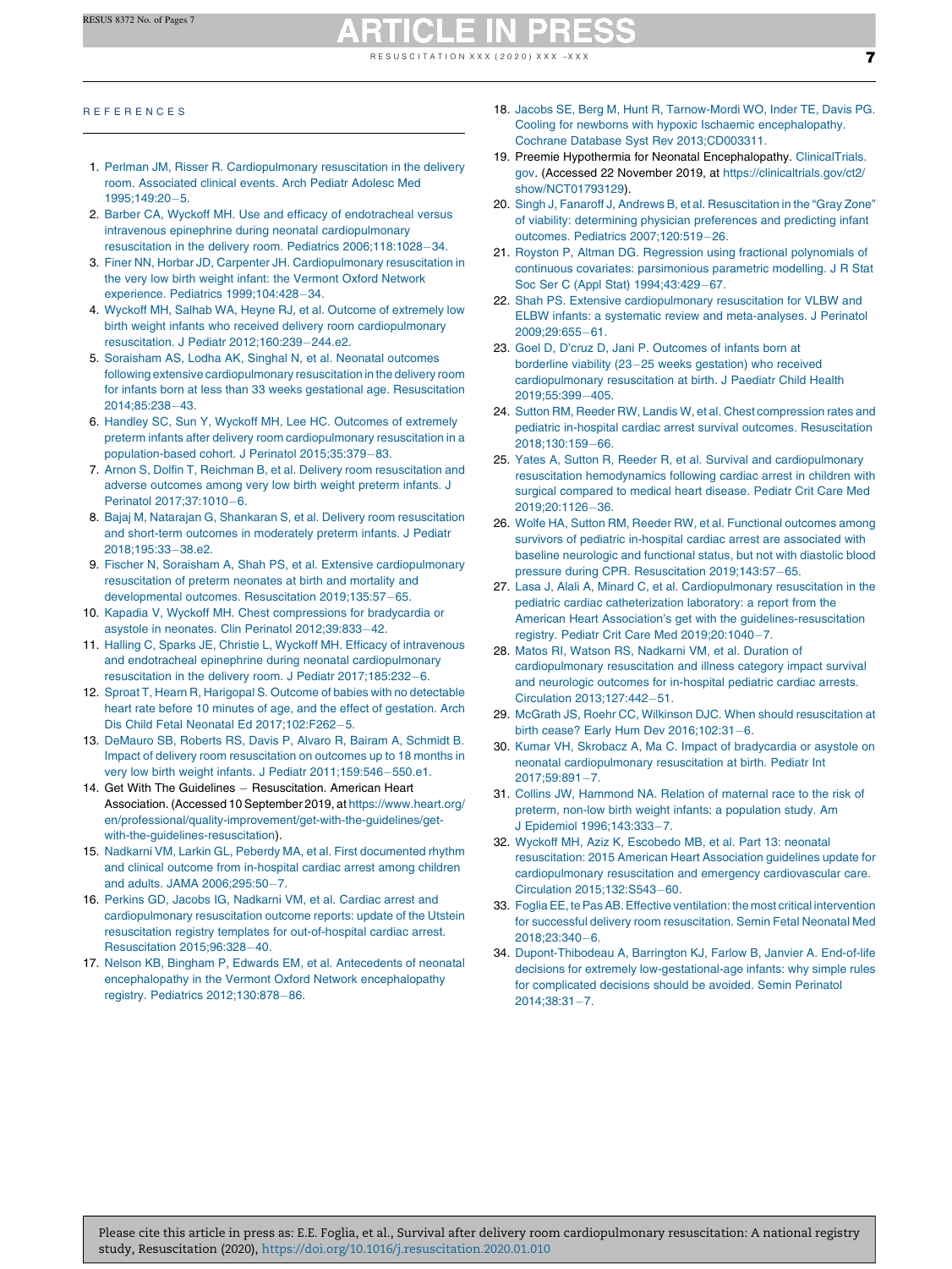## REFERENCES

1. Perlman JM, Risser R. Cardiopulmonary resuscitation in the delivery room. Associated clinical events. Arch Pediatr Adolesc Med 1995;149:20–5.
2. Barber CA, Wyckoff MH. Use and efficacy of endotracheal versus intravenous epinephrine during neonatal cardiopulmonary resuscitation in the delivery room. Pediatrics 2006;118:1028–34.
3. Finer NN, Horbar JD, Carpenter JH. Cardiopulmonary resuscitation in the very low birth weight infant: the Vermont Oxford Network experience. Pediatrics 1999;104:428–34.
4. Wyckoff MH, Salhab WA, Heyne RJ, et al. Outcome of extremely low birth weight infants who received delivery room cardiopulmonary resuscitation. J Pediatr 2012;160:239–244.e2.
5. Soraisham AS, Lodha AK, Singhal N, et al. Neonatal outcomes following extensive cardiopulmonary resuscitation in the delivery room for infants born at less than 33 weeks gestational age. Resuscitation 2014;85:238–43.
6. Handley SC, Sun Y, Wyckoff MH, Lee HC. Outcomes of extremely preterm infants after delivery room cardiopulmonary resuscitation in a population-based cohort. J Perinatol 2015;35:379–83.
7. Arnon S, Dolfin T, Reichman B, et al. Delivery room resuscitation and adverse outcomes among very low birth weight preterm infants. J Perinatol 2017;37:1010–6.
8. Bajaj M, Natarajan G, Shankaran S, et al. Delivery room resuscitation and short-term outcomes in moderately preterm infants. J Pediatr 2018;195:33–38.e2.
9. Fischer N, Soraisham A, Shah PS, et al. Extensive cardiopulmonary resuscitation of preterm neonates at birth and mortality and developmental outcomes. Resuscitation 2019;135:57–65.
10. Kapadia V, Wyckoff MH. Chest compressions for bradycardia or asystole in neonates. Clin Perinatol 2012;39:833–42.
11. Halling C, Sparks JE, Christie L, Wyckoff MH. Efficacy of intravenous and endotracheal epinephrine during neonatal cardiopulmonary resuscitation in the delivery room. J Pediatr 2017;185:232–6.
12. Sproat T, Hearn R, Harigopal S. Outcome of babies with no detectable heart rate before 10 minutes of age, and the effect of gestation. Arch Dis Child Fetal Neonatal Ed 2017;102:F262–5.
13. DeMauro SB, Roberts RS, Davis P, Alvaro R, Bairam A, Schmidt B. Impact of delivery room resuscitation on outcomes up to 18 months in very low birth weight infants. J Pediatr 2011;159:546–550.e1.
14. Get With The Guidelines – Resuscitation. American Heart Association. (Accessed 10 September 2019, at https://www.heart.org/en/professional/quality-improvement/get-with-the-guidelines/get-with-the-guidelines-resuscitation).
15. Nadkarni VM, Larkin GL, Peberdy MA, et al. First documented rhythm and clinical outcome from in-hospital cardiac arrest among children and adults. JAMA 2006;295:50–7.
16. Perkins GD, Jacobs IG, Nadkarni VM, et al. Cardiac arrest and cardiopulmonary resuscitation outcome reports: update of the Utstein resuscitation registry templates for out-of-hospital cardiac arrest. Resuscitation 2015;96:328–40.
17. Nelson KB, Bingham P, Edwards EM, et al. Antecedents of neonatal encephalopathy in the Vermont Oxford Network encephalopathy registry. Pediatrics 2012;130:878–86.
18. Jacobs SE, Berg M, Hunt R, Tarnow-Mordi WO, Inder TE, Davis PG. Cooling for newborns with hypoxic Ischaemic encephalopathy. Cochrane Database Syst Rev 2013;CD003311.
19. Preemie Hypothermia for Neonatal Encephalopathy. ClinicalTrials.gov. (Accessed 22 November 2019, at https://clinicaltrials.gov/ct2/show/NCT01793129).
20. Singh J, Fanaroff J, Andrews B, et al. Resuscitation in the "Gray Zone" of viability: determining physician preferences and predicting infant outcomes. Pediatrics 2007;120:519–26.
21. Royston P, Altman DG. Regression using fractional polynomials of continuous covariates: parsimonious parametric modelling. J R Stat Soc Ser C (Appl Stat) 1994;43:429–67.
22. Shah PS. Extensive cardiopulmonary resuscitation for VLBW and ELBW infants: a systematic review and meta-analyses. J Perinatol 2009;29:655–61.
23. Goel D, D'cruz D, Jani P. Outcomes of infants born at borderline viability (23–25 weeks gestation) who received cardiopulmonary resuscitation at birth. J Paediatr Child Health 2019;55:399–405.
24. Sutton RM, Reeder RW, Landis W, et al. Chest compression rates and pediatric in-hospital cardiac arrest survival outcomes. Resuscitation 2018;130:159–66.
25. Yates A, Sutton R, Reeder R, et al. Survival and cardiopulmonary resuscitation hemodynamics following cardiac arrest in children with surgical compared to medical heart disease. Pediatr Crit Care Med 2019;20:1126–36.
26. Wolfe HA, Sutton RM, Reeder RW, et al. Functional outcomes among survivors of pediatric in-hospital cardiac arrest are associated with baseline neurologic and functional status, but not with diastolic blood pressure during CPR. Resuscitation 2019;143:57–65.
27. Lasa J, Alali A, Minard C, et al. Cardiopulmonary resuscitation in the pediatric cardiac catheterization laboratory: a report from the American Heart Association's get with the guidelines-resuscitation registry. Pediatr Crit Care Med 2019;20:1040–7.
28. Matos RI, Watson RS, Nadkarni VM, et al. Duration of cardiopulmonary resuscitation and illness category impact survival and neurologic outcomes for in-hospital pediatric cardiac arrests. Circulation 2013;127:442–51.
29. McGrath JS, Roehr CC, Wilkinson DJC. When should resuscitation at birth cease? Early Hum Dev 2016;102:31–6.
30. Kumar VH, Skrobacz A, Ma C. Impact of bradycardia or asystole on neonatal cardiopulmonary resuscitation at birth. Pediatr Int 2017;59:891–7.
31. Collins JW, Hammond NA. Relation of maternal race to the risk of preterm, non-low birth weight infants: a population study. Am J Epidemiol 1996;143:333–7.
32. Wyckoff MH, Aziz K, Escobedo MB, et al. Part 13: neonatal resuscitation: 2015 American Heart Association guidelines update for cardiopulmonary resuscitation and emergency cardiovascular care. Circulation 2015;132:S543–60.
33. Foglia EE, te Pas AB. Effective ventilation: the most critical intervention for successful delivery room resuscitation. Semin Fetal Neonatal Med 2018;23:340–6.
34. Dupont-Thibodeau A, Barrington KJ, Farlow B, Janvier A. End-of-life decisions for extremely low-gestational-age infants: why simple rules for complicated decisions should be avoided. Semin Perinatol 2014;38:31–7.